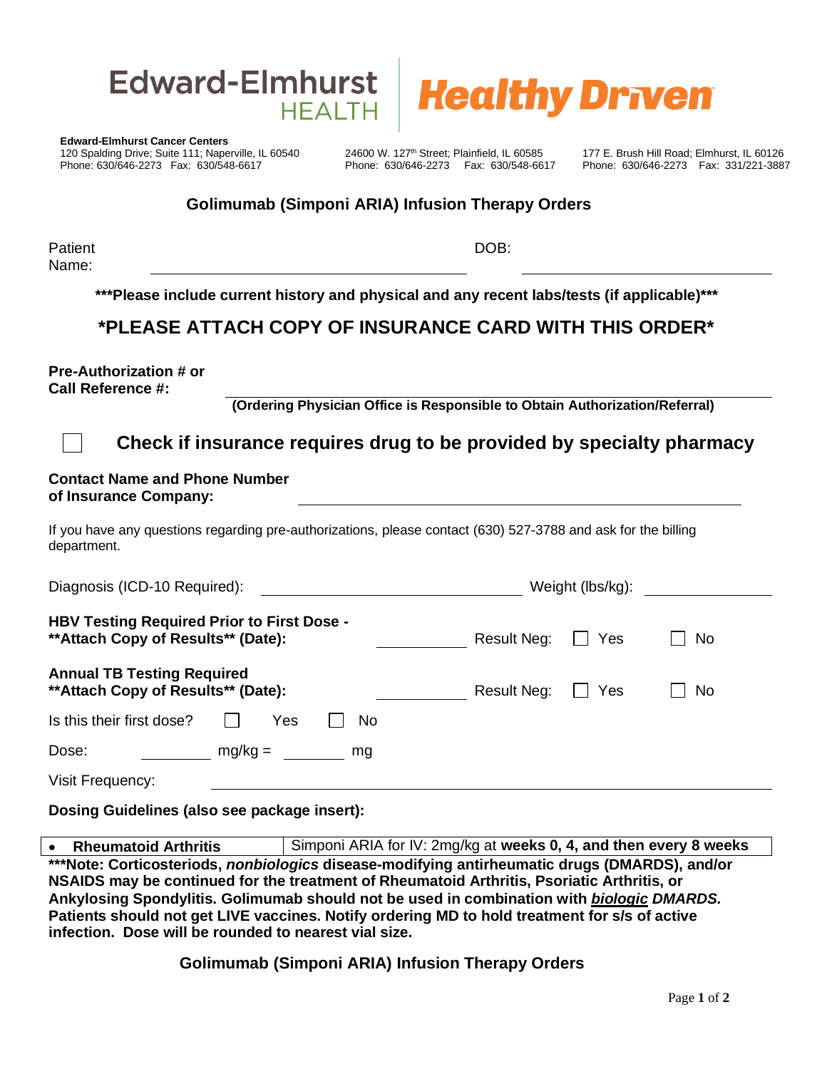Edward-Elmhurst HEALTH | Healthy Driven

**Edward-Elmhurst Cancer Centers**
120 Spalding Drive; Suite 111; Naperville, IL 60540
Phone: 630/646-2273 Fax: 630/548-6617

24600 W. 127th Street; Plainfield, IL 60585
Phone: 630/646-2273 Fax: 630/548-6617

177 E. Brush Hill Road; Elmhurst, IL 60126
Phone: 630/646-2273 Fax: 331/221-3887

## Golimumab (Simponi ARIA) Infusion Therapy Orders

Patient Name: ______________________ DOB: ______________________

**\*\*\*Please include current history and physical and any recent labs/tests (if applicable)\*\*\***

## \*PLEASE ATTACH COPY OF INSURANCE CARD WITH THIS ORDER\*

**Pre-Authorization # or Call Reference #:** ______________________
**(Ordering Physician Office is Responsible to Obtain Authorization/Referral)**

☐ **Check if insurance requires drug to be provided by specialty pharmacy**

**Contact Name and Phone Number of Insurance Company:** ______________________

If you have any questions regarding pre-authorizations, please contact (630) 527-3788 and ask for the billing department.

Diagnosis (ICD-10 Required): ______________________ Weight (lbs/kg): ______________

**HBV Testing Required Prior to First Dose - \*\*Attach Copy of Results\*\* (Date):** __________ Result Neg: ☐ Yes ☐ No

**Annual TB Testing Required \*\*Attach Copy of Results\*\* (Date):** __________ Result Neg: ☐ Yes ☐ No

Is this their first dose? ☐ Yes ☐ No

Dose: ________ mg/kg = ________ mg

Visit Frequency: ______________________

**Dosing Guidelines (also see package insert):**

| | |
|---|---|
| • **Rheumatoid Arthritis** | Simponi ARIA for IV: 2mg/kg at **weeks 0, 4, and then every 8 weeks** |

**\*\*\*Note: Corticosteriods, *nonbiologics* disease-modifying antirheumatic drugs (DMARDS), and/or NSAIDS may be continued for the treatment of Rheumatoid Arthritis, Psoriatic Arthritis, or Ankylosing Spondylitis. Golimumab should not be used in combination with *biologic* *DMARDS.* Patients should not get LIVE vaccines. Notify ordering MD to hold treatment for s/s of active infection. Dose will be rounded to nearest vial size.**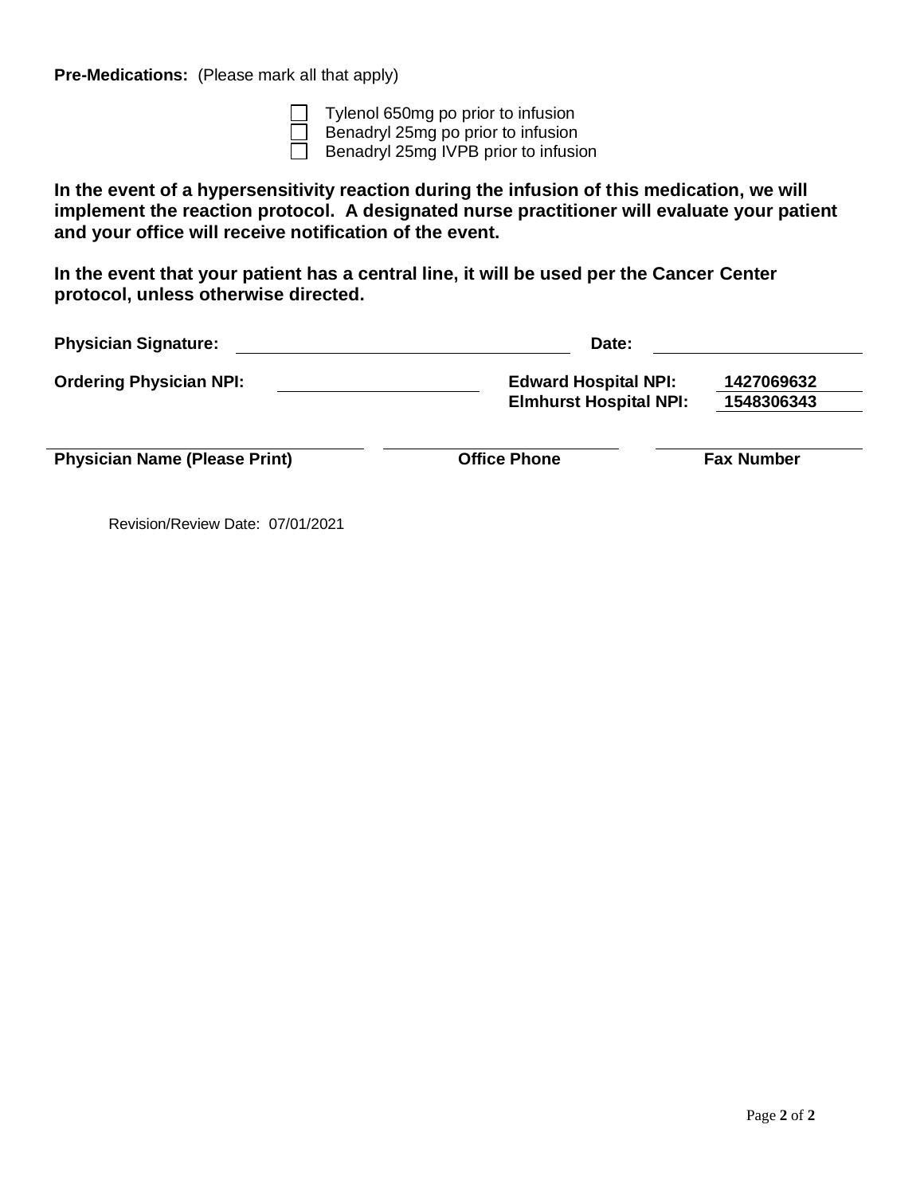**Pre-Medications:** (Please mark all that apply)

- ☐ Tylenol 650mg po prior to infusion
- ☐ Benadryl 25mg po prior to infusion
- ☐ Benadryl 25mg IVPB prior to infusion

**In the event of a hypersensitivity reaction during the infusion of this medication, we will implement the reaction protocol. A designated nurse practitioner will evaluate your patient and your office will receive notification of the event.**

**In the event that your patient has a central line, it will be used per the Cancer Center protocol, unless otherwise directed.**

**Physician Signature:** ______________________________ **Date:** ____________________

**Ordering Physician NPI:** ____________________

**Edward Hospital NPI:** 1427069632
**Elmhurst Hospital NPI:** 1548306343

______________________________ ____________________ ____________________
**Physician Name (Please Print)** **Office Phone** **Fax Number**

Revision/Review Date: 07/01/2021